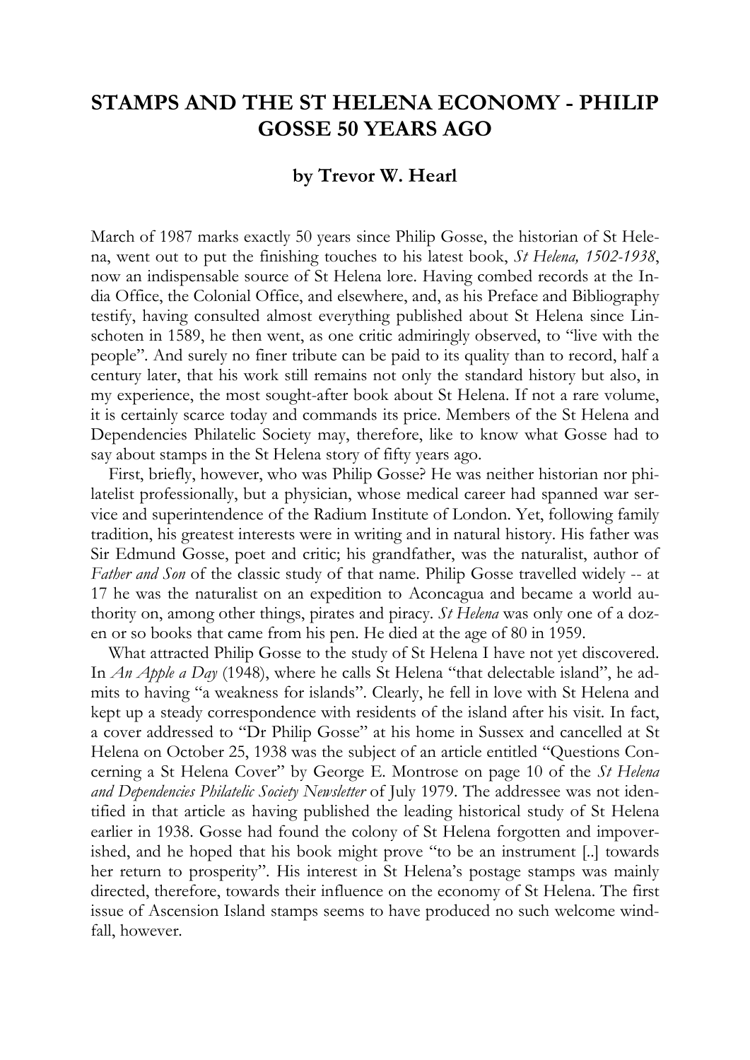# STAMPS AND THE ST HELENA ECONOMY - PHILIP GOSSE 50 YEARS AGO

### by Trevor W. Hearl

March of 1987 marks exactly 50 years since Philip Gosse, the historian of St Helena, went out to put the finishing touches to his latest book, *St Helena, 1502-1938*, now an indispensable source of St Helena lore. Having combed records at the India Office, the Colonial Office, and elsewhere, and, as his Preface and Bibliography testify, having consulted almost everything published about St Helena since Linschoten in 1589, he then went, as one critic admiringly observed, to "live with the people". And surely no finer tribute can be paid to its quality than to record, half a century later, that his work still remains not only the standard history but also, in my experience, the most sought-after book about St Helena. If not a rare volume, it is certainly scarce today and commands its price. Members of the St Helena and Dependencies Philatelic Society may, therefore, like to know what Gosse had to say about stamps in the St Helena story of fifty years ago.

First, briefly, however, who was Philip Gosse? He was neither historian nor philatelist professionally, but a physician, whose medical career had spanned war service and superintendence of the Radium Institute of London. Yet, following family tradition, his greatest interests were in writing and in natural history. His father was Sir Edmund Gosse, poet and critic; his grandfather, was the naturalist, author of *Father and Son* of the classic study of that name. Philip Gosse travelled widely -- at 17 he was the naturalist on an expedition to Aconcagua and became a world authority on, among other things, pirates and piracy. *St Helena* was only one of a dozen or so books that came from his pen. He died at the age of 80 in 1959.

What attracted Philip Gosse to the study of St Helena I have not yet discovered. In *An Apple a Day* (1948), where he calls St Helena "that delectable island", he admits to having "a weakness for islands". Clearly, he fell in love with St Helena and kept up a steady correspondence with residents of the island after his visit. In fact, a cover addressed to "Dr Philip Gosse" at his home in Sussex and cancelled at St Helena on October 25, 1938 was the subject of an article entitled "Questions Concerning a St Helena Cover" by George E. Montrose on page 10 of the *St Helena and Dependencies Philatelic Society Newsletter* of July 1979. The addressee was not identified in that article as having published the leading historical study of St Helena earlier in 1938. Gosse had found the colony of St Helena forgotten and impoverished, and he hoped that his book might prove "to be an instrument [..] towards her return to prosperity". His interest in St Helena's postage stamps was mainly directed, therefore, towards their influence on the economy of St Helena. The first issue of Ascension Island stamps seems to have produced no such welcome windfall, however.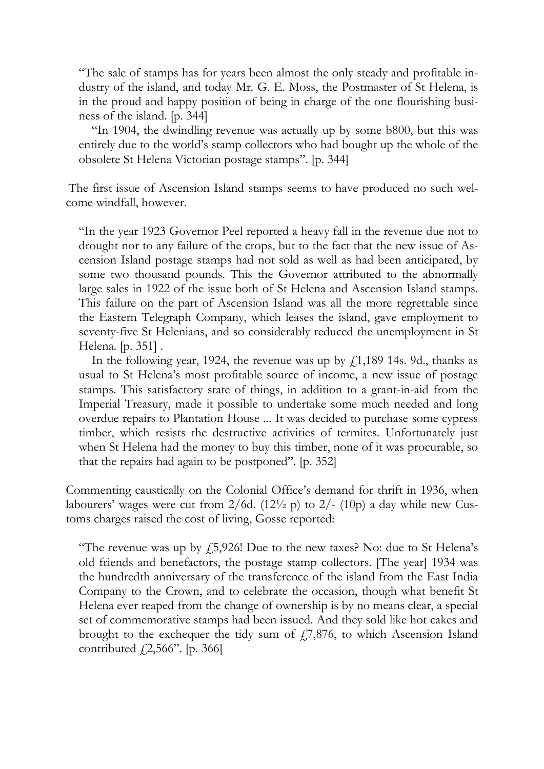> "The sale of stamps has for years been almost the only steady and profitable industry of the island, and today Mr. G. E. Moss, the Postmaster of St Helena, is in the proud and happy position of being in charge of the one flourishing business of the island. [p. 344]
>
> "In 1904, the dwindling revenue was actually up by some b800, but this was entirely due to the world's stamp collectors who had bought up the whole of the obsolete St Helena Victorian postage stamps". [p. 344]

The first issue of Ascension Island stamps seems to have produced no such welcome windfall, however.

> "In the year 1923 Governor Peel reported a heavy fall in the revenue due not to drought nor to any failure of the crops, but to the fact that the new issue of Ascension Island postage stamps had not sold as well as had been anticipated, by some two thousand pounds. This the Governor attributed to the abnormally large sales in 1922 of the issue both of St Helena and Ascension Island stamps. This failure on the part of Ascension Island was all the more regrettable since the Eastern Telegraph Company, which leases the island, gave employment to seventy-five St Helenians, and so considerably reduced the unemployment in St Helena. [p. 351] .
>
> In the following year, 1924, the revenue was up by £1,189 14s. 9d., thanks as usual to St Helena's most profitable source of income, a new issue of postage stamps. This satisfactory state of things, in addition to a grant-in-aid from the Imperial Treasury, made it possible to undertake some much needed and long overdue repairs to Plantation House ... It was decided to purchase some cypress timber, which resists the destructive activities of termites. Unfortunately just when St Helena had the money to buy this timber, none of it was procurable, so that the repairs had again to be postponed". [p. 352]

Commenting caustically on the Colonial Office's demand for thrift in 1936, when labourers' wages were cut from 2/6d. (12½ p) to 2/- (10p) a day while new Customs charges raised the cost of living, Gosse reported:

> "The revenue was up by £5,926! Due to the new taxes? No: due to St Helena's old friends and benefactors, the postage stamp collectors. [The year] 1934 was the hundredth anniversary of the transference of the island from the East India Company to the Crown, and to celebrate the occasion, though what benefit St Helena ever reaped from the change of ownership is by no means clear, a special set of commemorative stamps had been issued. And they sold like hot cakes and brought to the exchequer the tidy sum of £7,876, to which Ascension Island contributed £2,566". [p. 366]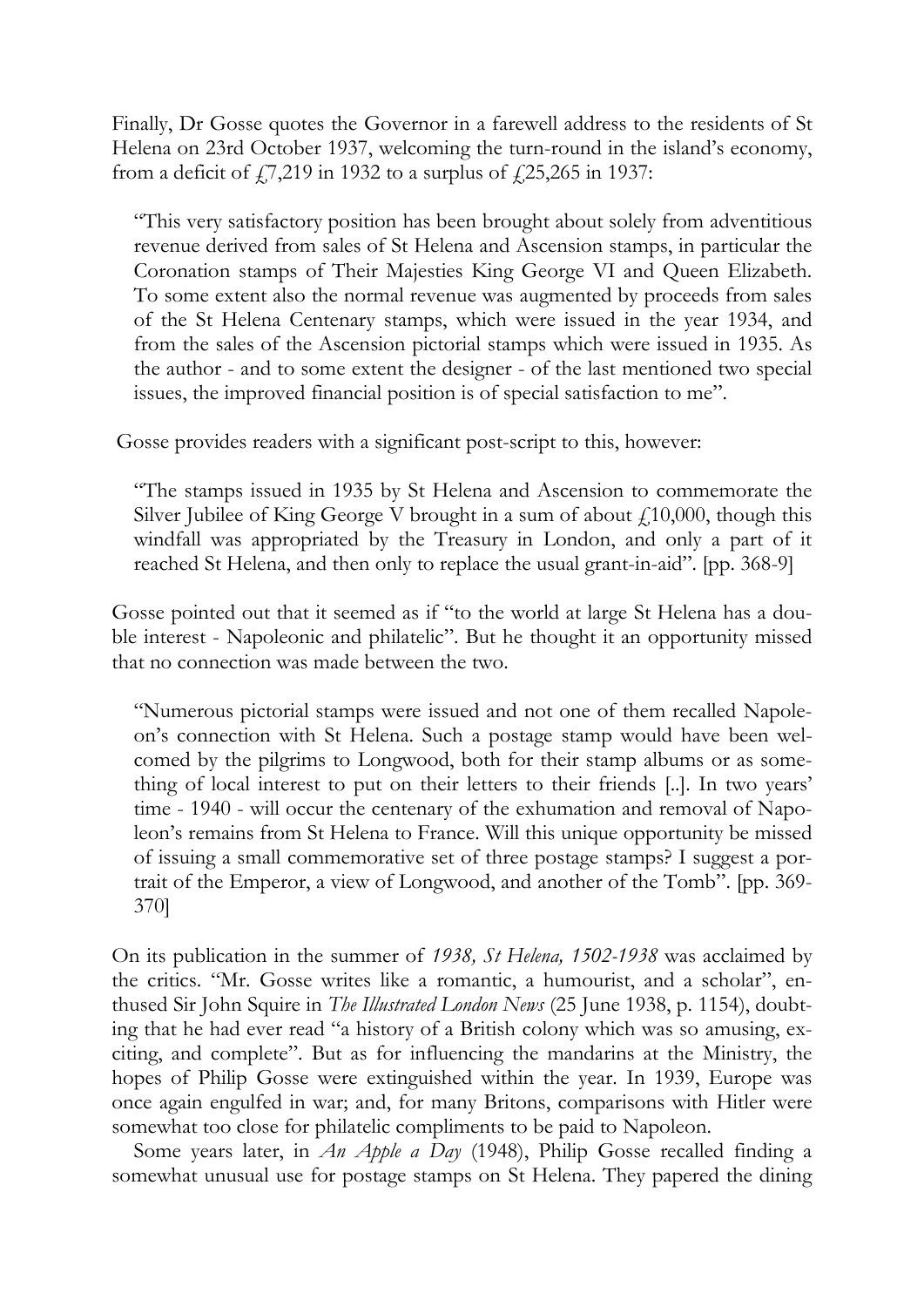Finally, Dr Gosse quotes the Governor in a farewell address to the residents of St Helena on 23rd October 1937, welcoming the turn-round in the island's economy, from a deficit of £7,219 in 1932 to a surplus of £25,265 in 1937:

> "This very satisfactory position has been brought about solely from adventitious revenue derived from sales of St Helena and Ascension stamps, in particular the Coronation stamps of Their Majesties King George VI and Queen Elizabeth. To some extent also the normal revenue was augmented by proceeds from sales of the St Helena Centenary stamps, which were issued in the year 1934, and from the sales of the Ascension pictorial stamps which were issued in 1935. As the author - and to some extent the designer - of the last mentioned two special issues, the improved financial position is of special satisfaction to me".

Gosse provides readers with a significant post-script to this, however:

> "The stamps issued in 1935 by St Helena and Ascension to commemorate the Silver Jubilee of King George V brought in a sum of about £10,000, though this windfall was appropriated by the Treasury in London, and only a part of it reached St Helena, and then only to replace the usual grant-in-aid". [pp. 368-9]

Gosse pointed out that it seemed as if "to the world at large St Helena has a double interest - Napoleonic and philatelic". But he thought it an opportunity missed that no connection was made between the two.

> "Numerous pictorial stamps were issued and not one of them recalled Napoleon's connection with St Helena. Such a postage stamp would have been welcomed by the pilgrims to Longwood, both for their stamp albums or as something of local interest to put on their letters to their friends [..]. In two years' time - 1940 - will occur the centenary of the exhumation and removal of Napoleon's remains from St Helena to France. Will this unique opportunity be missed of issuing a small commemorative set of three postage stamps? I suggest a portrait of the Emperor, a view of Longwood, and another of the Tomb". [pp. 369-370]

On its publication in the summer of *1938, St Helena, 1502-1938* was acclaimed by the critics. "Mr. Gosse writes like a romantic, a humourist, and a scholar", enthused Sir John Squire in *The Illustrated London News* (25 June 1938, p. 1154), doubting that he had ever read "a history of a British colony which was so amusing, exciting, and complete". But as for influencing the mandarins at the Ministry, the hopes of Philip Gosse were extinguished within the year. In 1939, Europe was once again engulfed in war; and, for many Britons, comparisons with Hitler were somewhat too close for philatelic compliments to be paid to Napoleon.

Some years later, in *An Apple a Day* (1948), Philip Gosse recalled finding a somewhat unusual use for postage stamps on St Helena. They papered the dining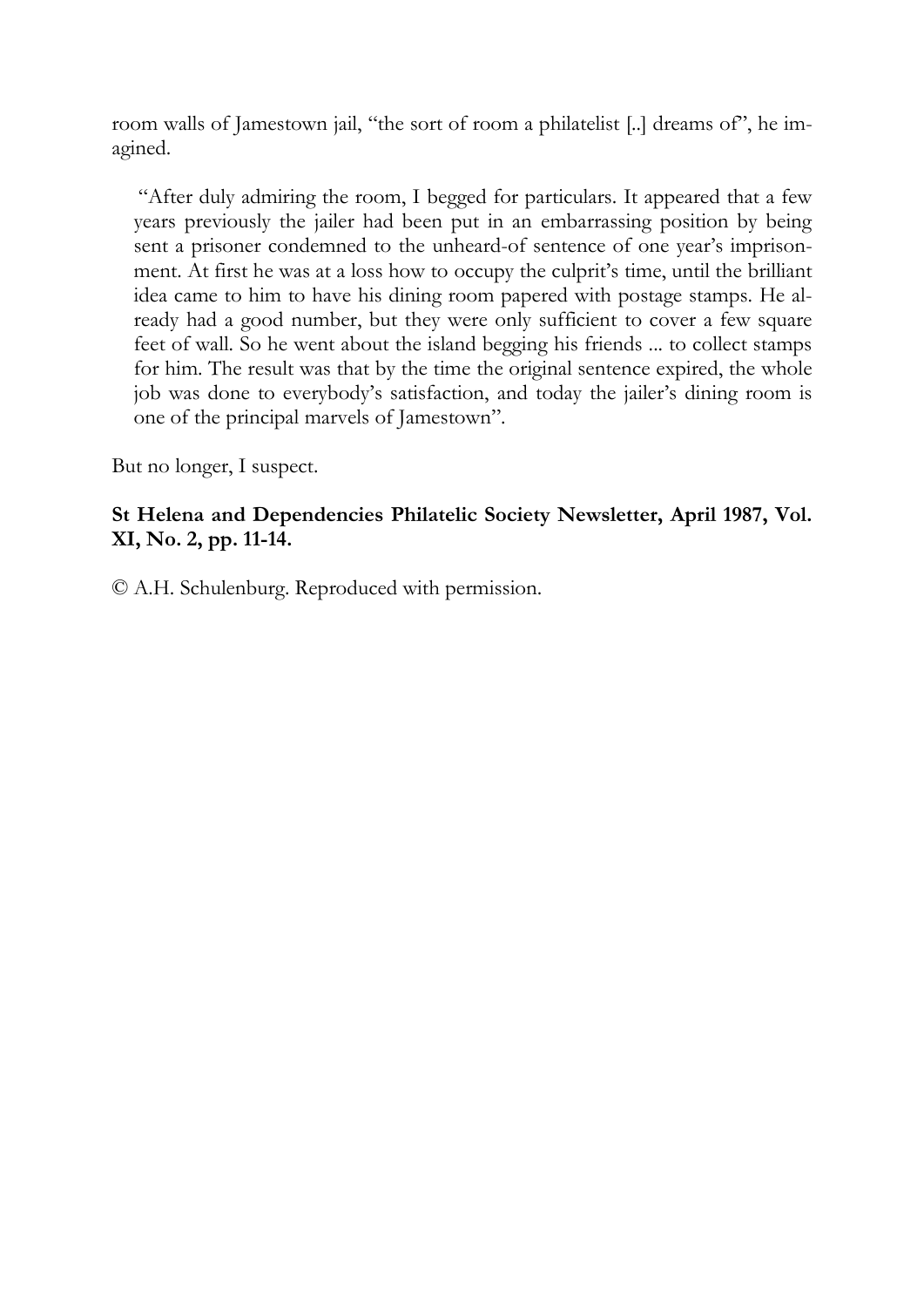room walls of Jamestown jail, "the sort of room a philatelist [..] dreams of", he imagined.

> "After duly admiring the room, I begged for particulars. It appeared that a few years previously the jailer had been put in an embarrassing position by being sent a prisoner condemned to the unheard-of sentence of one year's imprisonment. At first he was at a loss how to occupy the culprit's time, until the brilliant idea came to him to have his dining room papered with postage stamps. He already had a good number, but they were only sufficient to cover a few square feet of wall. So he went about the island begging his friends ... to collect stamps for him. The result was that by the time the original sentence expired, the whole job was done to everybody's satisfaction, and today the jailer's dining room is one of the principal marvels of Jamestown".

But no longer, I suspect.

**St Helena and Dependencies Philatelic Society Newsletter, April 1987, Vol. XI, No. 2, pp. 11-14.**

© A.H. Schulenburg. Reproduced with permission.